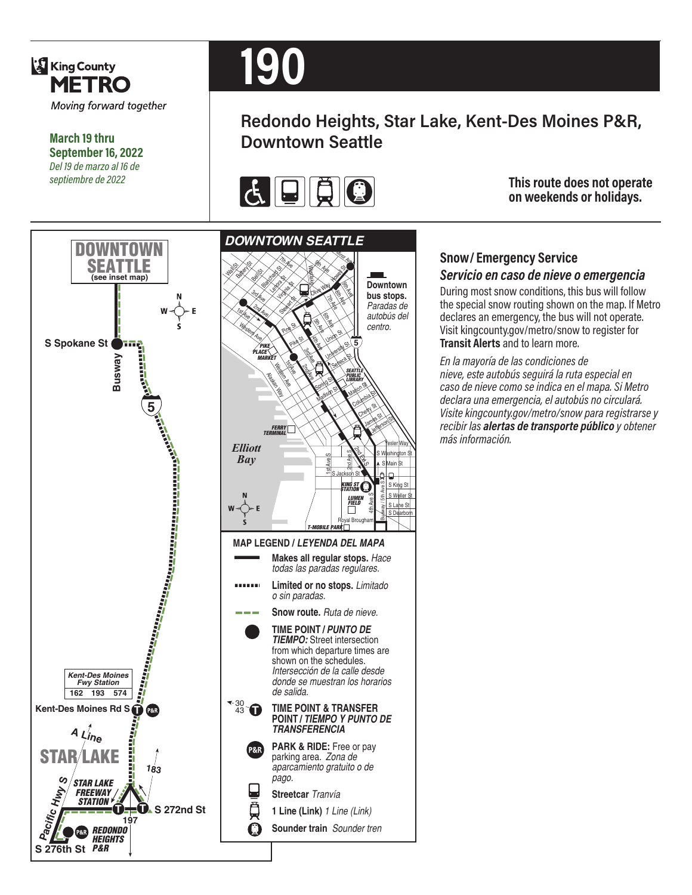King County METRO

*Moving forward together*

**March 19 thru September 16, 2022**

*Del 19 de marzo al 16 de septiembre de 2022*

# 190

## Redondo Heights, Star Lake, Kent-Des Moines P&R, Downtown Seattle

**This route does not operate on weekends or holidays.**

DOWNTOWN SEATTLE (see inset map)

S Spokane St

Busway

5

Kent-Des Moines Fwy Station: 162, 193, 574

Kent-Des Moines Rd S

A Line

STAR LAKE

STAR LAKE FREEWAY STATION

183

S 272nd St

197

Pacific Hwy S

REDONDO HEIGHTS P&R

S 276th St

### DOWNTOWN SEATTLE

Downtown bus stops. *Paradas de autobús del centro.*

Wall St, Battery St, Bell St, Blanchard St, Lenora St, Virginia St, Stewart St, Pine St, Pike St, Union St, University St, Seneca St, Spring St, Madison St, Marion St, Columbia St, Cherry St, James St, Jefferson St, Yesler Way, S Washington St, S Main St, S Jackson St, S King St, S Weller St, S Lane St, S Dearborn, Royal Brougham, 1st Ave, 2nd Ave, 3rd Ave, 4th Ave, 5th Ave, 6th Ave, 7th Ave, 8th Ave, 9th Ave, Westlake, Olive Way, Howell St, Western Ave, Alaskan Way, 1st Ave S, 2nd Ave S, 2nd Ext S, 4th Ave S, Busway / 5th Ave S, Minor Ave

PIKE PLACE MARKET, SEATTLE PUBLIC LIBRARY, FERRY TERMINAL, Elliott Bay, KING ST STATION, LUMEN FIELD, T-MOBILE PARK

### MAP LEGEND / *LEYENDA DEL MAPA*

- **Makes all regular stops.** *Hace todas las paradas regulares.*
- **Limited or no stops.** *Limitado o sin paradas.*
- **Snow route.** *Ruta de nieve.*
- **TIME POINT / *PUNTO DE TIEMPO:*** Street intersection from which departure times are shown on the schedules. *Intersección de la calle desde donde se muestran los horarios de salida.*
- **TIME POINT & TRANSFER POINT / *TIEMPO Y PUNTO DE TRANSFERENCIA***
- **PARK & RIDE:** Free or pay parking area. *Zona de aparcamiento gratuito o de pago.*
- **Streetcar** *Tranvía*
- **1 Line (Link)** *1 Line (Link)*
- **Sounder train** *Sounder tren*

### Snow/ Emergency Service
### *Servicio en caso de nieve o emergencia*

During most snow conditions, this bus will follow the special snow routing shown on the map. If Metro declares an emergency, the bus will not operate. Visit kingcounty.gov/metro/snow to register for **Transit Alerts** and to learn more.

*En la mayoría de las condiciones de nieve, este autobús seguirá la ruta especial en caso de nieve como se indica en el mapa. Si Metro declara una emergencia, el autobús no circulará. Visite kingcounty.gov/metro/snow para registrarse y recibir las* ***alertas de transporte público*** *y obtener más información.*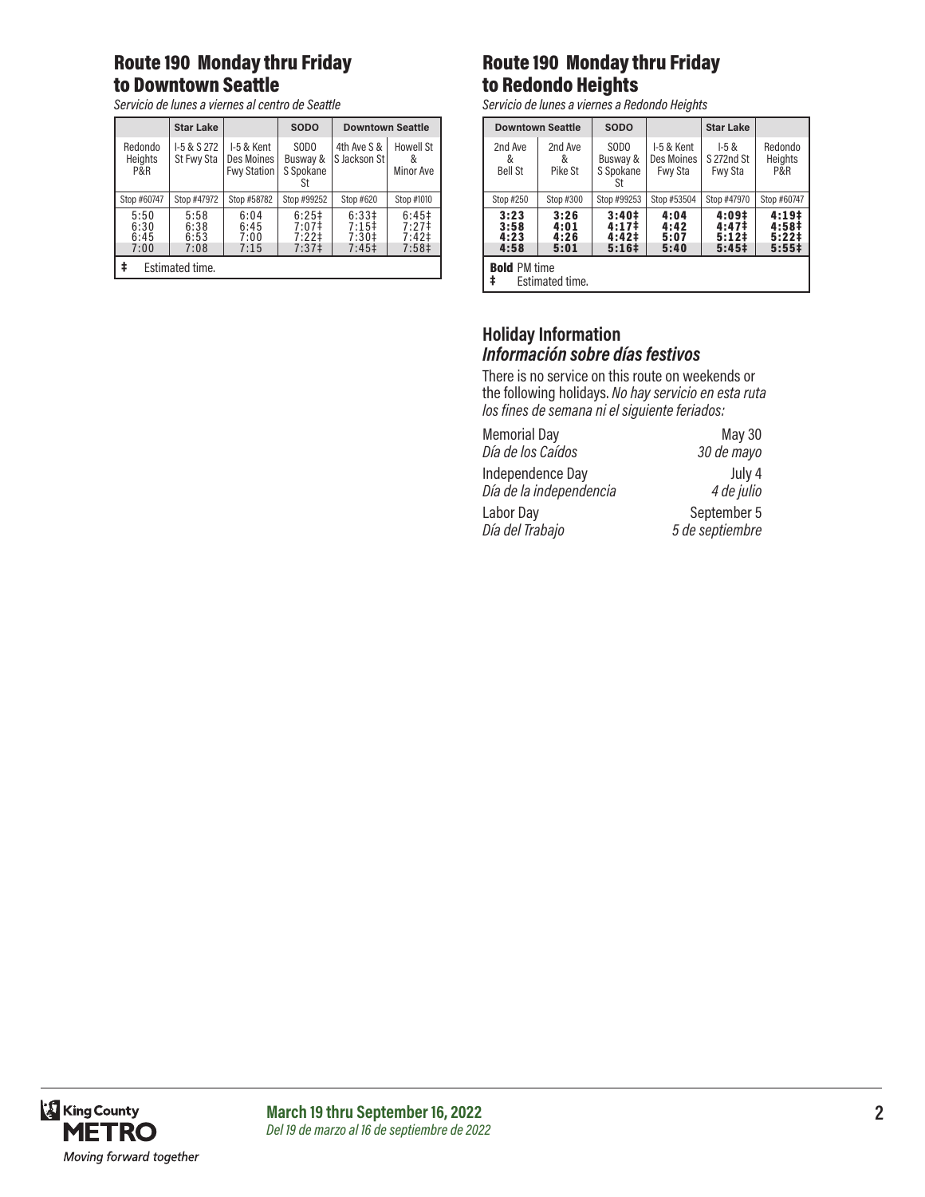## Route 190 Monday thru Friday to Downtown Seattle

*Servicio de lunes a viernes al centro de Seattle*

| | Star Lake | | SODO | Downtown Seattle | |
|---|---|---|---|---|---|
| Redondo Heights P&R | I-5 & S 272 St Fwy Sta | I-5 & Kent Des Moines Fwy Station | SODO Busway & S Spokane St | 4th Ave S & S Jackson St | Howell St & Minor Ave |
| Stop #60747 | Stop #47972 | Stop #58782 | Stop #99252 | Stop #620 | Stop #1010 |
| 5:50 | 5:58 | 6:04 | 6:25‡ | 6:33‡ | 6:45‡ |
| 6:30 | 6:38 | 6:45 | 7:07‡ | 7:15‡ | 7:27‡ |
| 6:45 | 6:53 | 7:00 | 7:22‡ | 7:30‡ | 7:42‡ |
| 7:00 | 7:08 | 7:15 | 7:37‡ | 7:45‡ | 7:58‡ |

‡ Estimated time.

## Route 190 Monday thru Friday to Redondo Heights

*Servicio de lunes a viernes a Redondo Heights*

| Downtown Seattle | | SODO | | Star Lake | |
|---|---|---|---|---|---|
| 2nd Ave & Bell St | 2nd Ave & Pike St | SODO Busway & S Spokane St | I-5 & Kent Des Moines Fwy Sta | I-5 & S 272nd St Fwy Sta | Redondo Heights P&R |
| Stop #250 | Stop #300 | Stop #99253 | Stop #53504 | Stop #47970 | Stop #60747 |
| **3:23** | **3:26** | **3:40‡** | **4:04** | **4:09‡** | **4:19‡** |
| **3:58** | **4:01** | **4:17‡** | **4:42** | **4:47‡** | **4:58‡** |
| **4:23** | **4:26** | **4:42‡** | **5:07** | **5:12‡** | **5:22‡** |
| **4:58** | **5:01** | **5:16‡** | **5:40** | **5:45‡** | **5:55‡** |

**Bold** PM time
‡ Estimated time.

### Holiday Information
### *Información sobre días festivos*

There is no service on this route on weekends or the following holidays. *No hay servicio en esta ruta los fines de semana ni el siguiente feriados:*

| | |
|---|---|
| Memorial Day *Día de los Caídos* | May 30 *30 de mayo* |
| Independence Day *Día de la independencia* | July 4 *4 de julio* |
| Labor Day *Día del Trabajo* | September 5 *5 de septiembre* |

King County METRO
*Moving forward together*

**March 19 thru September 16, 2022**
*Del 19 de marzo al 16 de septiembre de 2022*